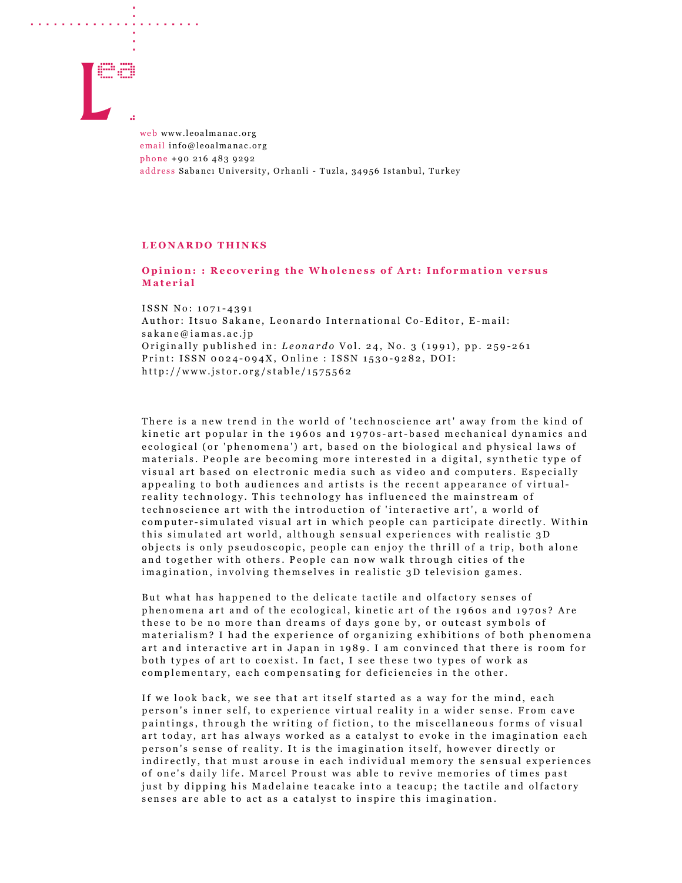web www.leoalmanac.org
email info@leoalmanac.org
phone +90 216 483 9292
address Sabancı University, Orhanli - Tuzla, 34956 Istanbul, Turkey

**LEONARDO THINKS**

## Opinion: : Recovering the Wholeness of Art: Information versus Material

ISSN No: 1071-4391
Author: Itsuo Sakane, Leonardo International Co-Editor, E-mail: sakane@iamas.ac.jp
Originally published in: *Leonardo* Vol. 24, No. 3 (1991), pp. 259-261
Print: ISSN 0024-094X, Online : ISSN 1530-9282, DOI: http://www.jstor.org/stable/1575562

There is a new trend in the world of 'technoscience art' away from the kind of kinetic art popular in the 1960s and 1970s-art-based mechanical dynamics and ecological (or 'phenomena') art, based on the biological and physical laws of materials. People are becoming more interested in a digital, synthetic type of visual art based on electronic media such as video and computers. Especially appealing to both audiences and artists is the recent appearance of virtual-reality technology. This technology has influenced the mainstream of technoscience art with the introduction of 'interactive art', a world of computer-simulated visual art in which people can participate directly. Within this simulated art world, although sensual experiences with realistic 3D objects is only pseudoscopic, people can enjoy the thrill of a trip, both alone and together with others. People can now walk through cities of the imagination, involving themselves in realistic 3D television games.

But what has happened to the delicate tactile and olfactory senses of phenomena art and of the ecological, kinetic art of the 1960s and 1970s? Are these to be no more than dreams of days gone by, or outcast symbols of materialism? I had the experience of organizing exhibitions of both phenomena art and interactive art in Japan in 1989. I am convinced that there is room for both types of art to coexist. In fact, I see these two types of work as complementary, each compensating for deficiencies in the other.

If we look back, we see that art itself started as a way for the mind, each person's inner self, to experience virtual reality in a wider sense. From cave paintings, through the writing of fiction, to the miscellaneous forms of visual art today, art has always worked as a catalyst to evoke in the imagination each person's sense of reality. It is the imagination itself, however directly or indirectly, that must arouse in each individual memory the sensual experiences of one's daily life. Marcel Proust was able to revive memories of times past just by dipping his Madelaine teacake into a teacup; the tactile and olfactory senses are able to act as a catalyst to inspire this imagination.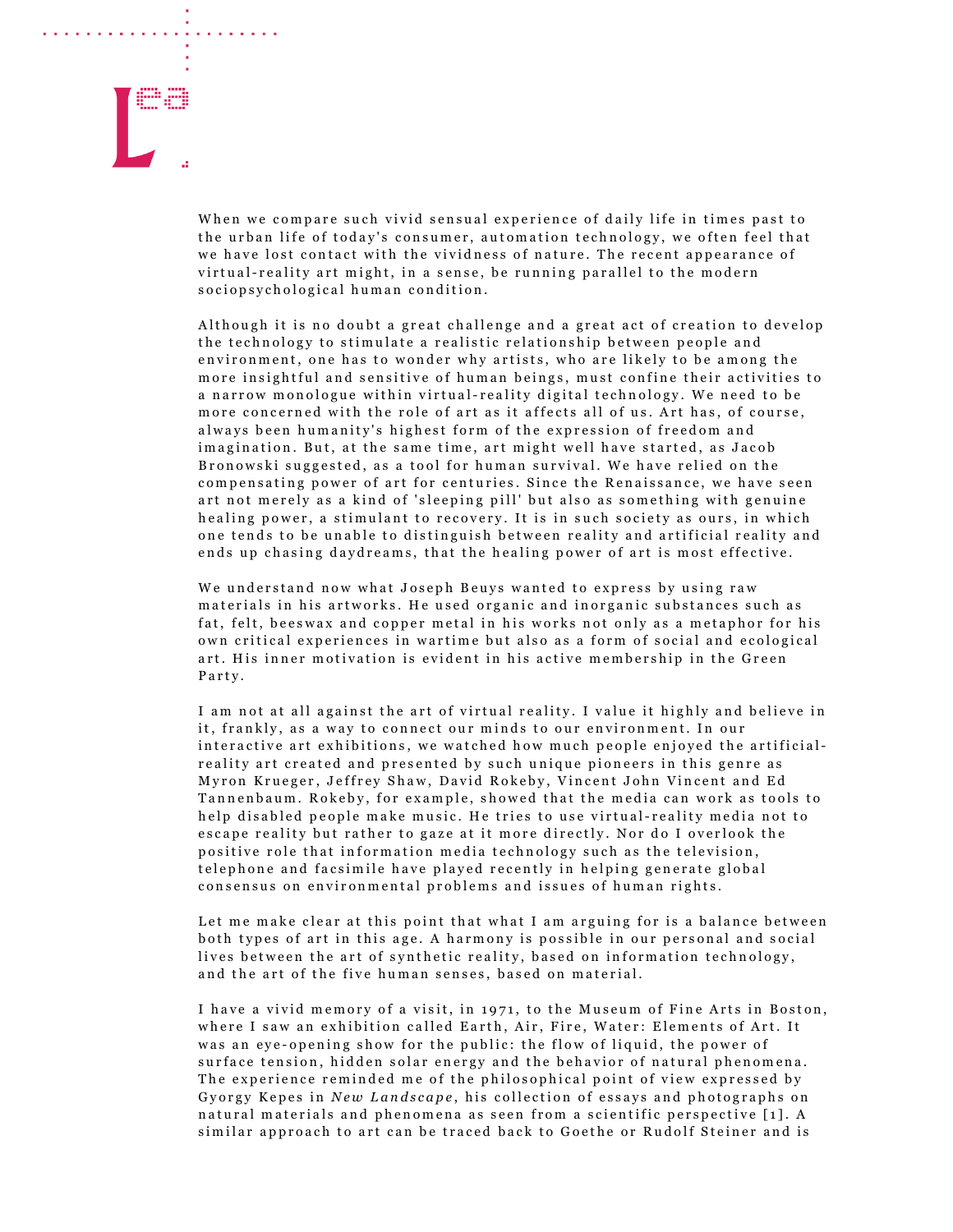When we compare such vivid sensual experience of daily life in times past to the urban life of today's consumer, automation technology, we often feel that we have lost contact with the vividness of nature. The recent appearance of virtual-reality art might, in a sense, be running parallel to the modern sociopsychological human condition.

Although it is no doubt a great challenge and a great act of creation to develop the technology to stimulate a realistic relationship between people and environment, one has to wonder why artists, who are likely to be among the more insightful and sensitive of human beings, must confine their activities to a narrow monologue within virtual-reality digital technology. We need to be more concerned with the role of art as it affects all of us. Art has, of course, always been humanity's highest form of the expression of freedom and imagination. But, at the same time, art might well have started, as Jacob Bronowski suggested, as a tool for human survival. We have relied on the compensating power of art for centuries. Since the Renaissance, we have seen art not merely as a kind of 'sleeping pill' but also as something with genuine healing power, a stimulant to recovery. It is in such society as ours, in which one tends to be unable to distinguish between reality and artificial reality and ends up chasing daydreams, that the healing power of art is most effective.

We understand now what Joseph Beuys wanted to express by using raw materials in his artworks. He used organic and inorganic substances such as fat, felt, beeswax and copper metal in his works not only as a metaphor for his own critical experiences in wartime but also as a form of social and ecological art. His inner motivation is evident in his active membership in the Green Party.

I am not at all against the art of virtual reality. I value it highly and believe in it, frankly, as a way to connect our minds to our environment. In our interactive art exhibitions, we watched how much people enjoyed the artificial-reality art created and presented by such unique pioneers in this genre as Myron Krueger, Jeffrey Shaw, David Rokeby, Vincent John Vincent and Ed Tannenbaum. Rokeby, for example, showed that the media can work as tools to help disabled people make music. He tries to use virtual-reality media not to escape reality but rather to gaze at it more directly. Nor do I overlook the positive role that information media technology such as the television, telephone and facsimile have played recently in helping generate global consensus on environmental problems and issues of human rights.

Let me make clear at this point that what I am arguing for is a balance between both types of art in this age. A harmony is possible in our personal and social lives between the art of synthetic reality, based on information technology, and the art of the five human senses, based on material.

I have a vivid memory of a visit, in 1971, to the Museum of Fine Arts in Boston, where I saw an exhibition called Earth, Air, Fire, Water: Elements of Art. It was an eye-opening show for the public: the flow of liquid, the power of surface tension, hidden solar energy and the behavior of natural phenomena. The experience reminded me of the philosophical point of view expressed by Gyorgy Kepes in *New Landscape*, his collection of essays and photographs on natural materials and phenomena as seen from a scientific perspective [1]. A similar approach to art can be traced back to Goethe or Rudolf Steiner and is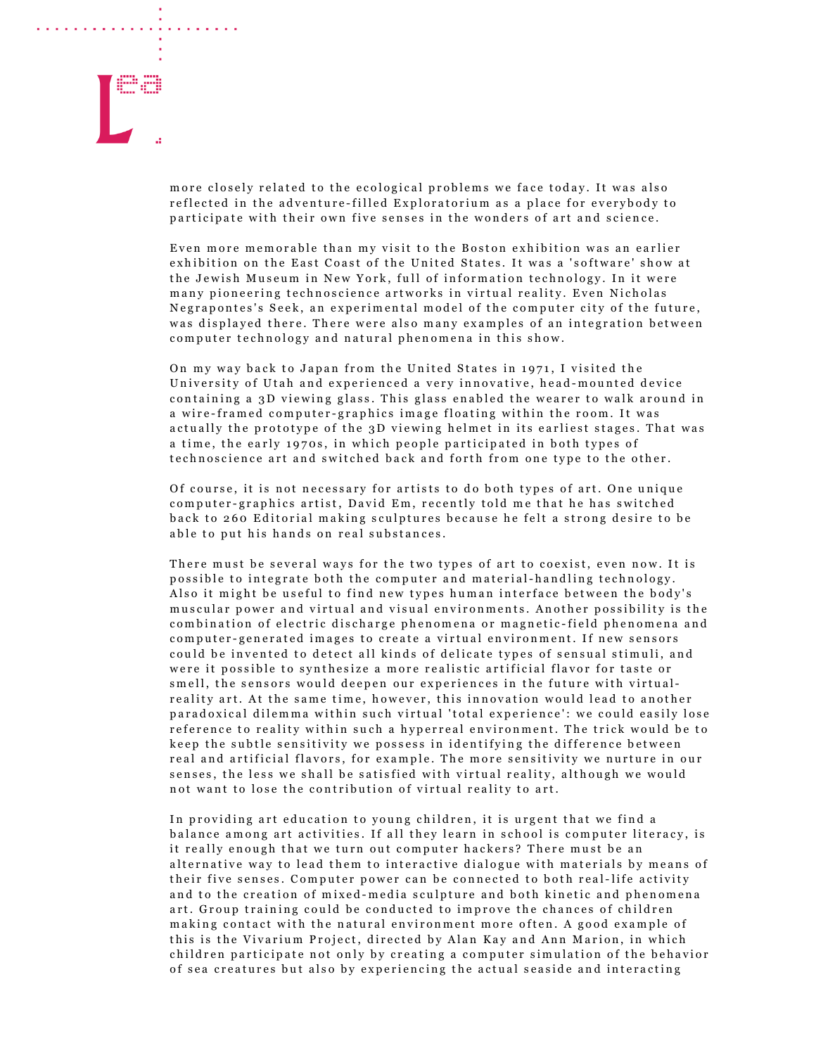more closely related to the ecological problems we face today. It was also reflected in the adventure-filled Exploratorium as a place for everybody to participate with their own five senses in the wonders of art and science.

Even more memorable than my visit to the Boston exhibition was an earlier exhibition on the East Coast of the United States. It was a 'software' show at the Jewish Museum in New York, full of information technology. In it were many pioneering technoscience artworks in virtual reality. Even Nicholas Negrapontes's Seek, an experimental model of the computer city of the future, was displayed there. There were also many examples of an integration between computer technology and natural phenomena in this show.

On my way back to Japan from the United States in 1971, I visited the University of Utah and experienced a very innovative, head-mounted device containing a 3D viewing glass. This glass enabled the wearer to walk around in a wire-framed computer-graphics image floating within the room. It was actually the prototype of the 3D viewing helmet in its earliest stages. That was a time, the early 1970s, in which people participated in both types of technoscience art and switched back and forth from one type to the other.

Of course, it is not necessary for artists to do both types of art. One unique computer-graphics artist, David Em, recently told me that he has switched back to 260 Editorial making sculptures because he felt a strong desire to be able to put his hands on real substances.

There must be several ways for the two types of art to coexist, even now. It is possible to integrate both the computer and material-handling technology. Also it might be useful to find new types human interface between the body's muscular power and virtual and visual environments. Another possibility is the combination of electric discharge phenomena or magnetic-field phenomena and computer-generated images to create a virtual environment. If new sensors could be invented to detect all kinds of delicate types of sensual stimuli, and were it possible to synthesize a more realistic artificial flavor for taste or smell, the sensors would deepen our experiences in the future with virtual-reality art. At the same time, however, this innovation would lead to another paradoxical dilemma within such virtual 'total experience': we could easily lose reference to reality within such a hyperreal environment. The trick would be to keep the subtle sensitivity we possess in identifying the difference between real and artificial flavors, for example. The more sensitivity we nurture in our senses, the less we shall be satisfied with virtual reality, although we would not want to lose the contribution of virtual reality to art.

In providing art education to young children, it is urgent that we find a balance among art activities. If all they learn in school is computer literacy, is it really enough that we turn out computer hackers? There must be an alternative way to lead them to interactive dialogue with materials by means of their five senses. Computer power can be connected to both real-life activity and to the creation of mixed-media sculpture and both kinetic and phenomena art. Group training could be conducted to improve the chances of children making contact with the natural environment more often. A good example of this is the Vivarium Project, directed by Alan Kay and Ann Marion, in which children participate not only by creating a computer simulation of the behavior of sea creatures but also by experiencing the actual seaside and interacting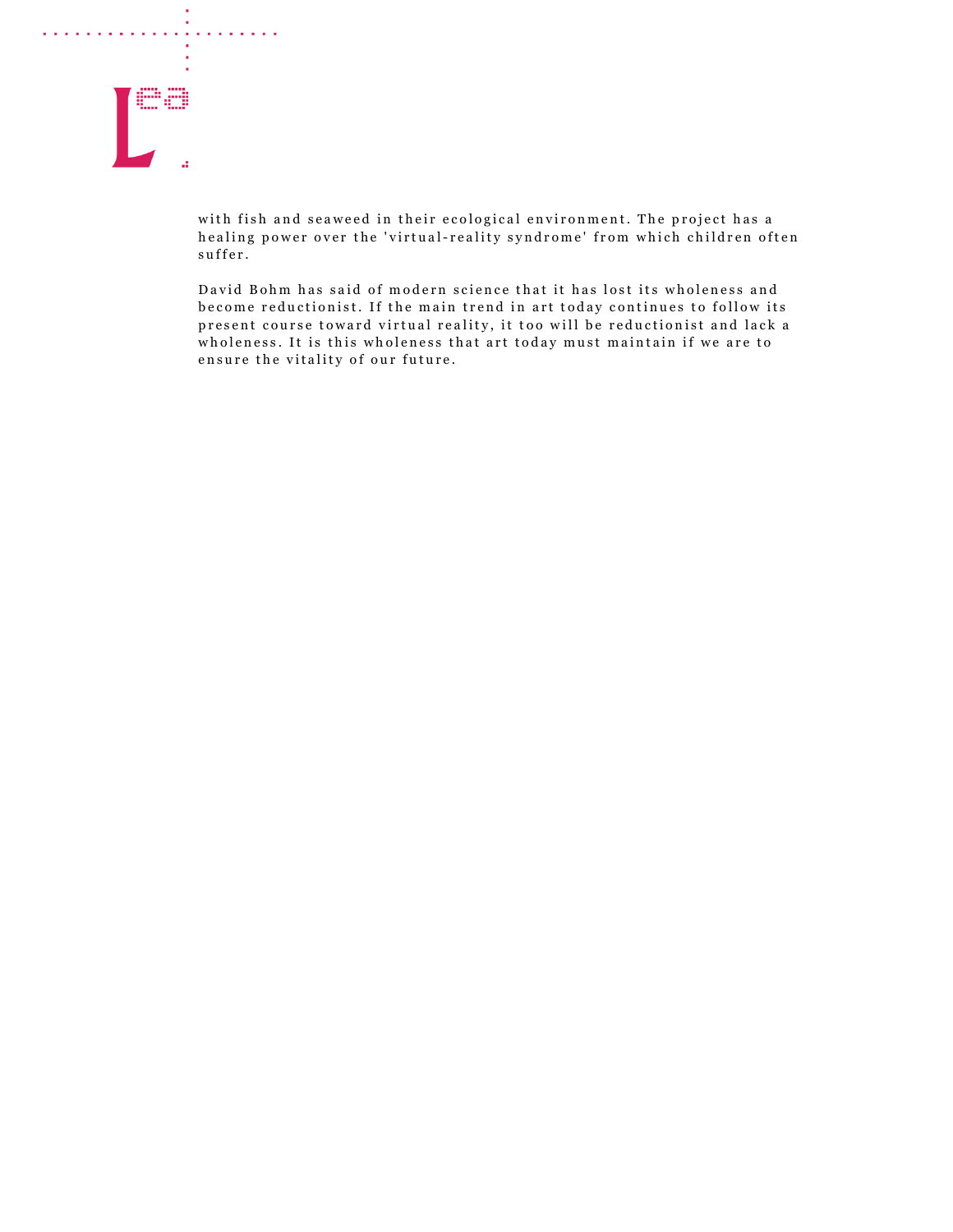with fish and seaweed in their ecological environment. The project has a healing power over the 'virtual-reality syndrome' from which children often suffer.

David Bohm has said of modern science that it has lost its wholeness and become reductionist. If the main trend in art today continues to follow its present course toward virtual reality, it too will be reductionist and lack a wholeness. It is this wholeness that art today must maintain if we are to ensure the vitality of our future.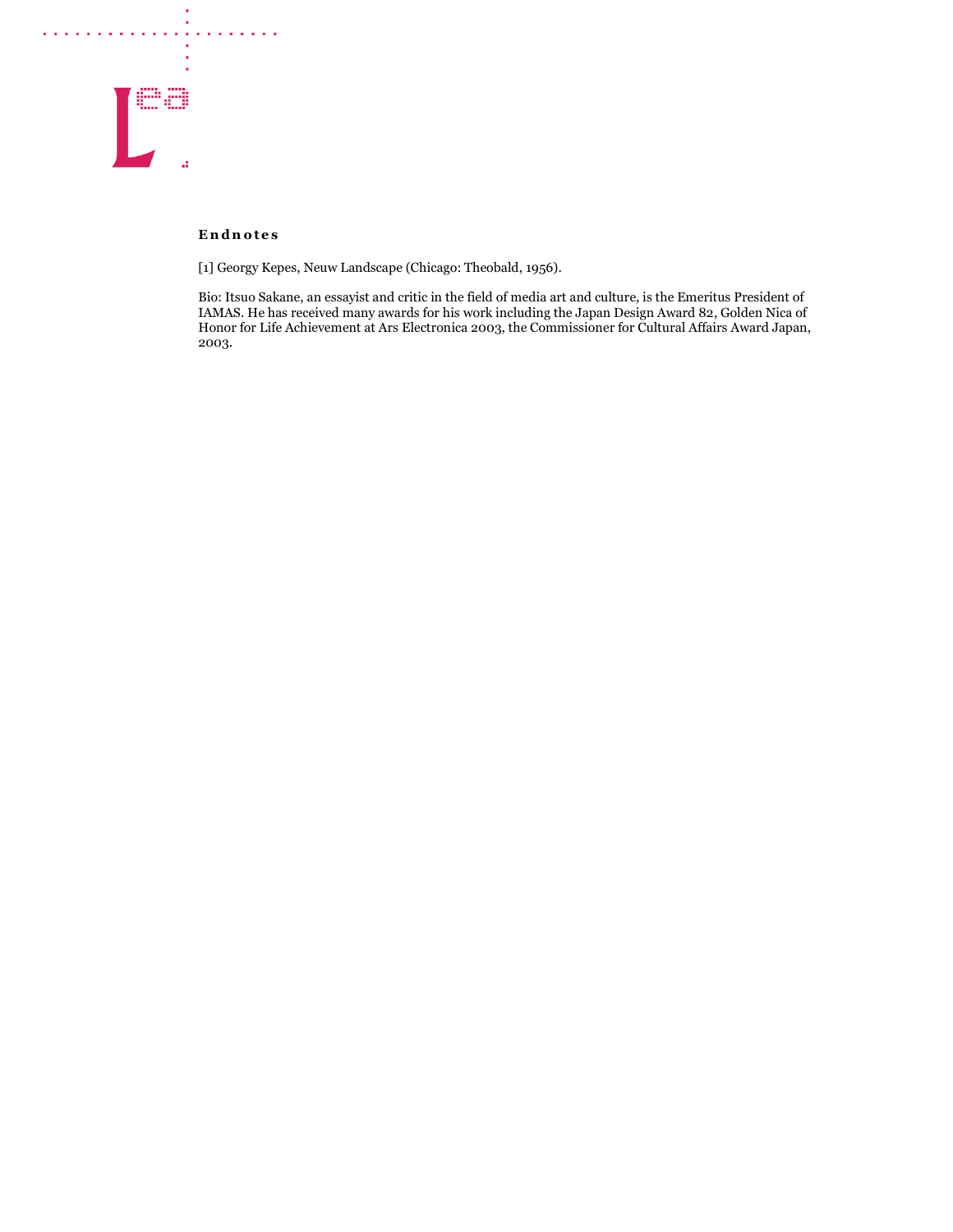## Endnotes

[1] Georgy Kepes, Neuw Landscape (Chicago: Theobald, 1956).

Bio: Itsuo Sakane, an essayist and critic in the field of media art and culture, is the Emeritus President of IAMAS. He has received many awards for his work including the Japan Design Award 82, Golden Nica of Honor for Life Achievement at Ars Electronica 2003, the Commissioner for Cultural Affairs Award Japan, 2003.